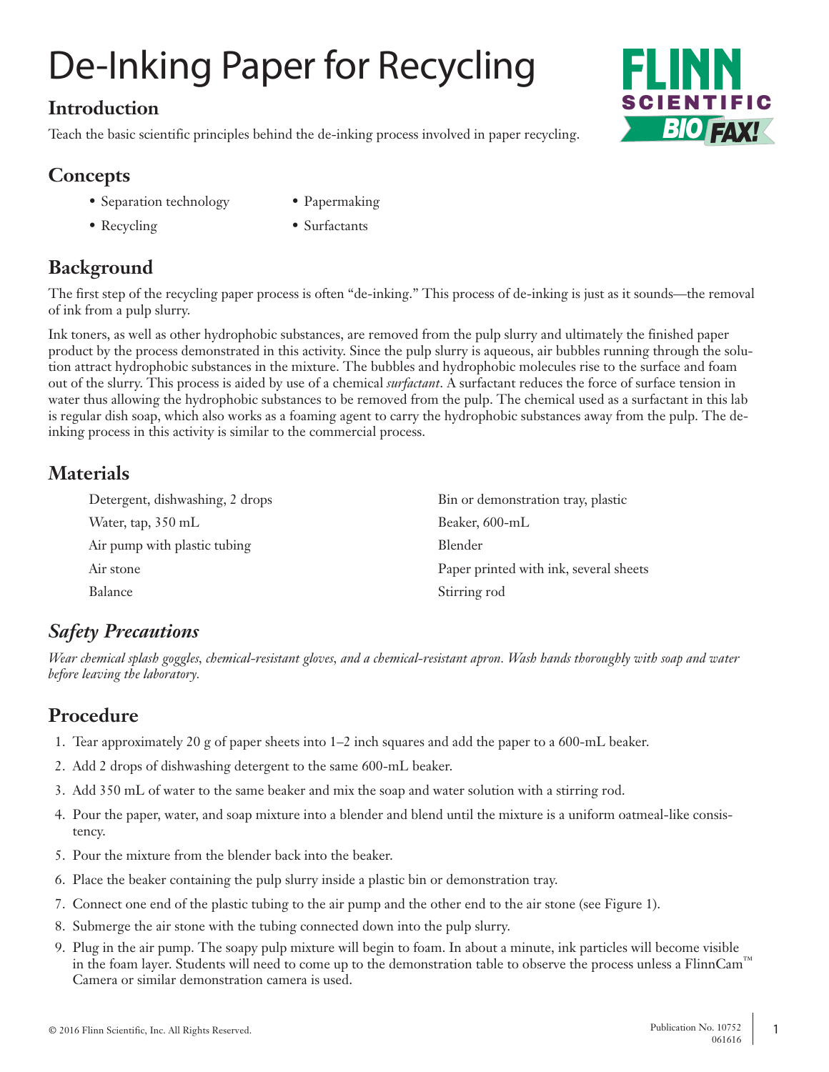# De-Inking Paper for Recycling

## Introduction

Teach the basic scientific principles behind the de-inking process involved in paper recycling.

## Concepts

- Separation technology
- Papermaking
- Recycling
- Surfactants

## Background

The first step of the recycling paper process is often "de-inking." This process of de-inking is just as it sounds—the removal of ink from a pulp slurry.

Ink toners, as well as other hydrophobic substances, are removed from the pulp slurry and ultimately the finished paper product by the process demonstrated in this activity. Since the pulp slurry is aqueous, air bubbles running through the solution attract hydrophobic substances in the mixture. The bubbles and hydrophobic molecules rise to the surface and foam out of the slurry. This process is aided by use of a chemical *surfactant*. A surfactant reduces the force of surface tension in water thus allowing the hydrophobic substances to be removed from the pulp. The chemical used as a surfactant in this lab is regular dish soap, which also works as a foaming agent to carry the hydrophobic substances away from the pulp. The de-inking process in this activity is similar to the commercial process.

## Materials

| | |
|---|---|
| Detergent, dishwashing, 2 drops | Bin or demonstration tray, plastic |
| Water, tap, 350 mL | Beaker, 600-mL |
| Air pump with plastic tubing | Blender |
| Air stone | Paper printed with ink, several sheets |
| Balance | Stirring rod |

## *Safety Precautions*

*Wear chemical splash goggles, chemical-resistant gloves, and a chemical-resistant apron. Wash hands thoroughly with soap and water before leaving the laboratory.*

## Procedure

1. Tear approximately 20 g of paper sheets into 1–2 inch squares and add the paper to a 600-mL beaker.
2. Add 2 drops of dishwashing detergent to the same 600-mL beaker.
3. Add 350 mL of water to the same beaker and mix the soap and water solution with a stirring rod.
4. Pour the paper, water, and soap mixture into a blender and blend until the mixture is a uniform oatmeal-like consistency.
5. Pour the mixture from the blender back into the beaker.
6. Place the beaker containing the pulp slurry inside a plastic bin or demonstration tray.
7. Connect one end of the plastic tubing to the air pump and the other end to the air stone (see Figure 1).
8. Submerge the air stone with the tubing connected down into the pulp slurry.
9. Plug in the air pump. The soapy pulp mixture will begin to foam. In about a minute, ink particles will become visible in the foam layer. Students will need to come up to the demonstration table to observe the process unless a FlinnCam™ Camera or similar demonstration camera is used.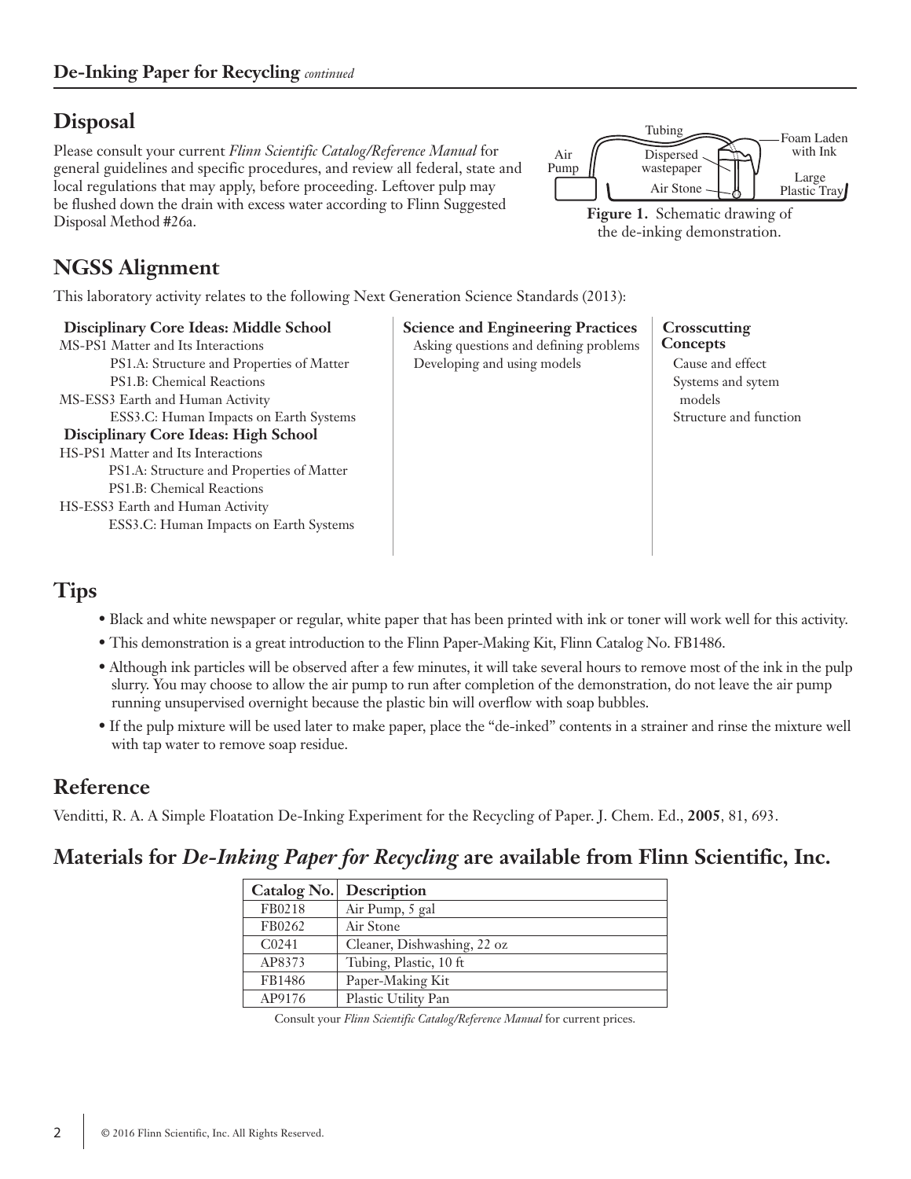## Disposal

Please consult your current *Flinn Scientific Catalog/Reference Manual* for general guidelines and specific procedures, and review all federal, state and local regulations that may apply, before proceeding. Leftover pulp may be flushed down the drain with excess water according to Flinn Suggested Disposal Method #26a.

Tubing
Air Pump
Dispersed wastepaper
Air Stone
Foam Laden with Ink
Large Plastic Tray

**Figure 1.** Schematic drawing of the de-inking demonstration.

## NGSS Alignment

This laboratory activity relates to the following Next Generation Science Standards (2013):

**Disciplinary Core Ideas: Middle School**

MS-PS1 Matter and Its Interactions
- PS1.A: Structure and Properties of Matter
- PS1.B: Chemical Reactions

MS-ESS3 Earth and Human Activity
- ESS3.C: Human Impacts on Earth Systems

**Disciplinary Core Ideas: High School**

HS-PS1 Matter and Its Interactions
- PS1.A: Structure and Properties of Matter
- PS1.B: Chemical Reactions

HS-ESS3 Earth and Human Activity
- ESS3.C: Human Impacts on Earth Systems

**Science and Engineering Practices**

Asking questions and defining problems
Developing and using models

**Crosscutting Concepts**

Cause and effect
Systems and sytem models
Structure and function

## Tips

- Black and white newspaper or regular, white paper that has been printed with ink or toner will work well for this activity.
- This demonstration is a great introduction to the Flinn Paper-Making Kit, Flinn Catalog No. FB1486.
- Although ink particles will be observed after a few minutes, it will take several hours to remove most of the ink in the pulp slurry. You may choose to allow the air pump to run after completion of the demonstration, do not leave the air pump running unsupervised overnight because the plastic bin will overflow with soap bubbles.
- If the pulp mixture will be used later to make paper, place the "de-inked" contents in a strainer and rinse the mixture well with tap water to remove soap residue.

## Reference

Venditti, R. A. A Simple Floatation De-Inking Experiment for the Recycling of Paper. J. Chem. Ed., **2005**, 81, 693.

## Materials for *De-Inking Paper for Recycling* are available from Flinn Scientific, Inc.

| Catalog No. | Description |
|---|---|
| FB0218 | Air Pump, 5 gal |
| FB0262 | Air Stone |
| C0241 | Cleaner, Dishwashing, 22 oz |
| AP8373 | Tubing, Plastic, 10 ft |
| FB1486 | Paper-Making Kit |
| AP9176 | Plastic Utility Pan |

Consult your *Flinn Scientific Catalog/Reference Manual* for current prices.